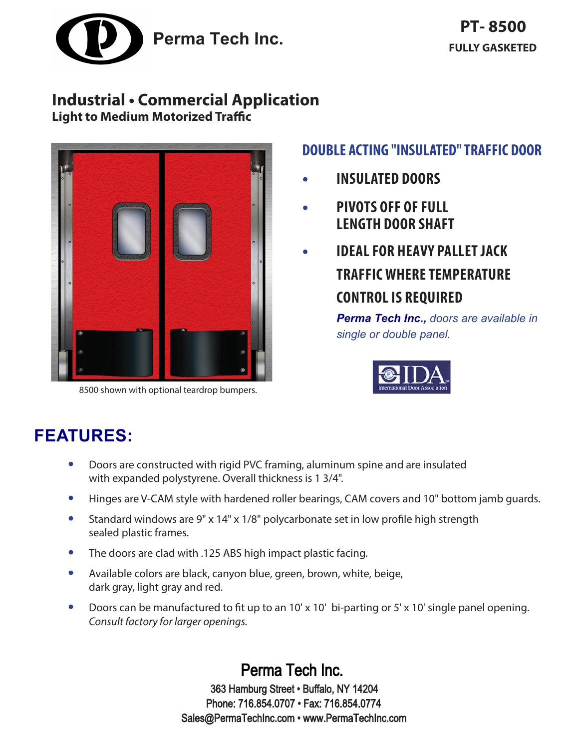Perma Tech Inc.

**PT- 8500**
**FULLY GASKETED**

## Industrial • Commercial Application

**Light to Medium Motorized Traffic**

8500 shown with optional teardrop bumpers.

### DOUBLE ACTING "INSULATED" TRAFFIC DOOR

- INSULATED DOORS
- PIVOTS OFF OF FULL LENGTH DOOR SHAFT
- IDEAL FOR HEAVY PALLET JACK TRAFFIC WHERE TEMPERATURE CONTROL IS REQUIRED

***Perma Tech Inc.,*** *doors are available in single or double panel.*

IDA International Door Association

## FEATURES:

- Doors are constructed with rigid PVC framing, aluminum spine and are insulated with expanded polystyrene. Overall thickness is 1 3/4".
- Hinges are V-CAM style with hardened roller bearings, CAM covers and 10" bottom jamb guards.
- Standard windows are 9" x 14" x 1/8" polycarbonate set in low profile high strength sealed plastic frames.
- The doors are clad with .125 ABS high impact plastic facing.
- Available colors are black, canyon blue, green, brown, white, beige, dark gray, light gray and red.
- Doors can be manufactured to fit up to an 10' x 10' bi-parting or 5' x 10' single panel opening. *Consult factory for larger openings.*

Perma Tech Inc.
363 Hamburg Street • Buffalo, NY 14204
Phone: 716.854.0707 • Fax: 716.854.0774
Sales@PermaTechInc.com • www.PermaTechInc.com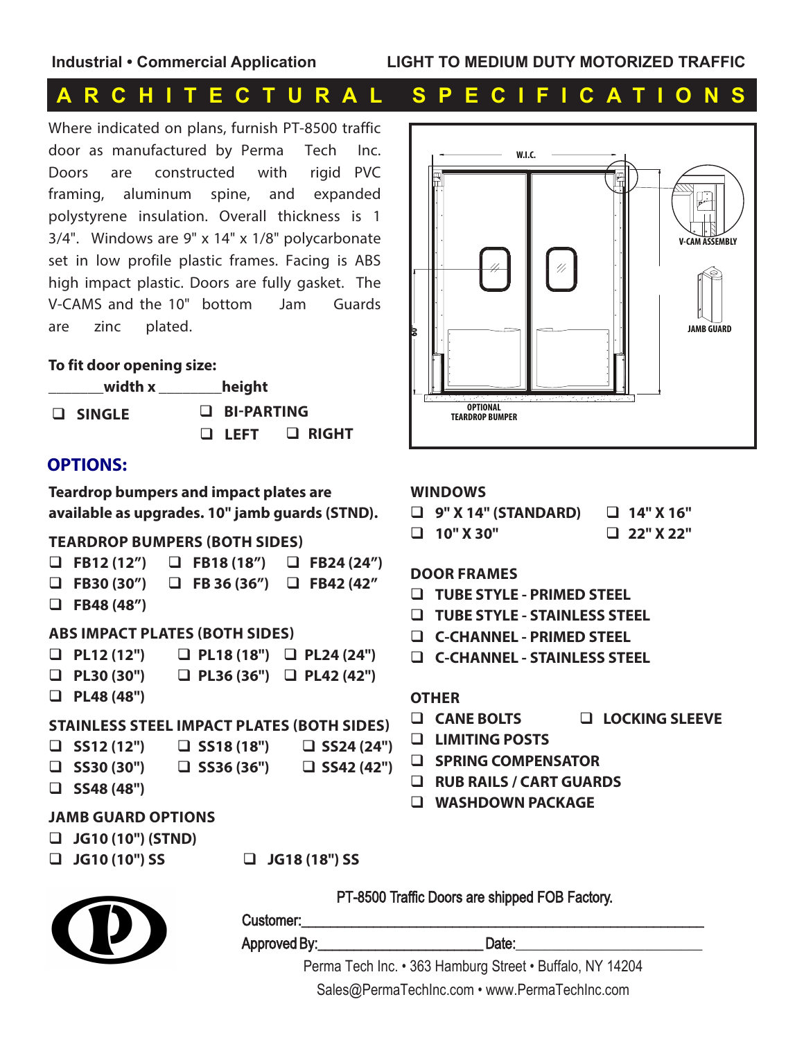Industrial • Commercial Application

LIGHT TO MEDIUM DUTY MOTORIZED TRAFFIC

# ARCHITECTURAL SPECIFICATIONS

Where indicated on plans, furnish PT-8500 traffic door as manufactured by Perma Tech Inc. Doors are constructed with rigid PVC framing, aluminum spine, and expanded polystyrene insulation. Overall thickness is 1 3/4". Windows are 9" x 14" x 1/8" polycarbonate set in low profile plastic frames. Facing is ABS high impact plastic. Doors are fully gasket. The V-CAMS and the 10" bottom Jam Guards are zinc plated.

W.I.C.

V-CAM ASSEMBLY

JAMB GUARD

60"

OPTIONAL TEARDROP BUMPER

**To fit door opening size:**

_______**width x** ________**height**

❑ **SINGLE** ❑ **BI-PARTING**

❑ **LEFT** ❑ **RIGHT**

## OPTIONS:

**Teardrop bumpers and impact plates are available as upgrades. 10" jamb guards (STND).**

### TEARDROP BUMPERS (BOTH SIDES)

❑ **FB12 (12")** ❑ **FB18 (18")** ❑ **FB24 (24")**
❑ **FB30 (30")** ❑ **FB 36 (36")** ❑ **FB42 (42"**
❑ **FB48 (48")**

### ABS IMPACT PLATES (BOTH SIDES)

❑ **PL12 (12")** ❑ **PL18 (18")** ❑ **PL24 (24")**
❑ **PL30 (30")** ❑ **PL36 (36")** ❑ **PL42 (42")**
❑ **PL48 (48")**

### STAINLESS STEEL IMPACT PLATES (BOTH SIDES)

❑ **SS12 (12")** ❑ **SS18 (18")** ❑ **SS24 (24")**
❑ **SS30 (30")** ❑ **SS36 (36")** ❑ **SS42 (42")**
❑ **SS48 (48")**

### JAMB GUARD OPTIONS

❑ **JG10 (10") (STND)**
❑ **JG10 (10") SS** ❑ **JG18 (18") SS**

### WINDOWS

❑ **9" X 14" (STANDARD)** ❑ **14" X 16"**
❑ **10" X 30"** ❑ **22" X 22"**

### DOOR FRAMES

❑ **TUBE STYLE - PRIMED STEEL**
❑ **TUBE STYLE - STAINLESS STEEL**
❑ **C-CHANNEL - PRIMED STEEL**
❑ **C-CHANNEL - STAINLESS STEEL**

### OTHER

❑ **CANE BOLTS** ❑ **LOCKING SLEEVE**
❑ **LIMITING POSTS**
❑ **SPRING COMPENSATOR**
❑ **RUB RAILS / CART GUARDS**
❑ **WASHDOWN PACKAGE**

PT-8500 Traffic Doors are shipped FOB Factory.

Customer:____________________________________________

Approved By:______________________ Date:______________________

Perma Tech Inc. • 363 Hamburg Street • Buffalo, NY 14204

Sales@PermaTechInc.com • www.PermaTechInc.com